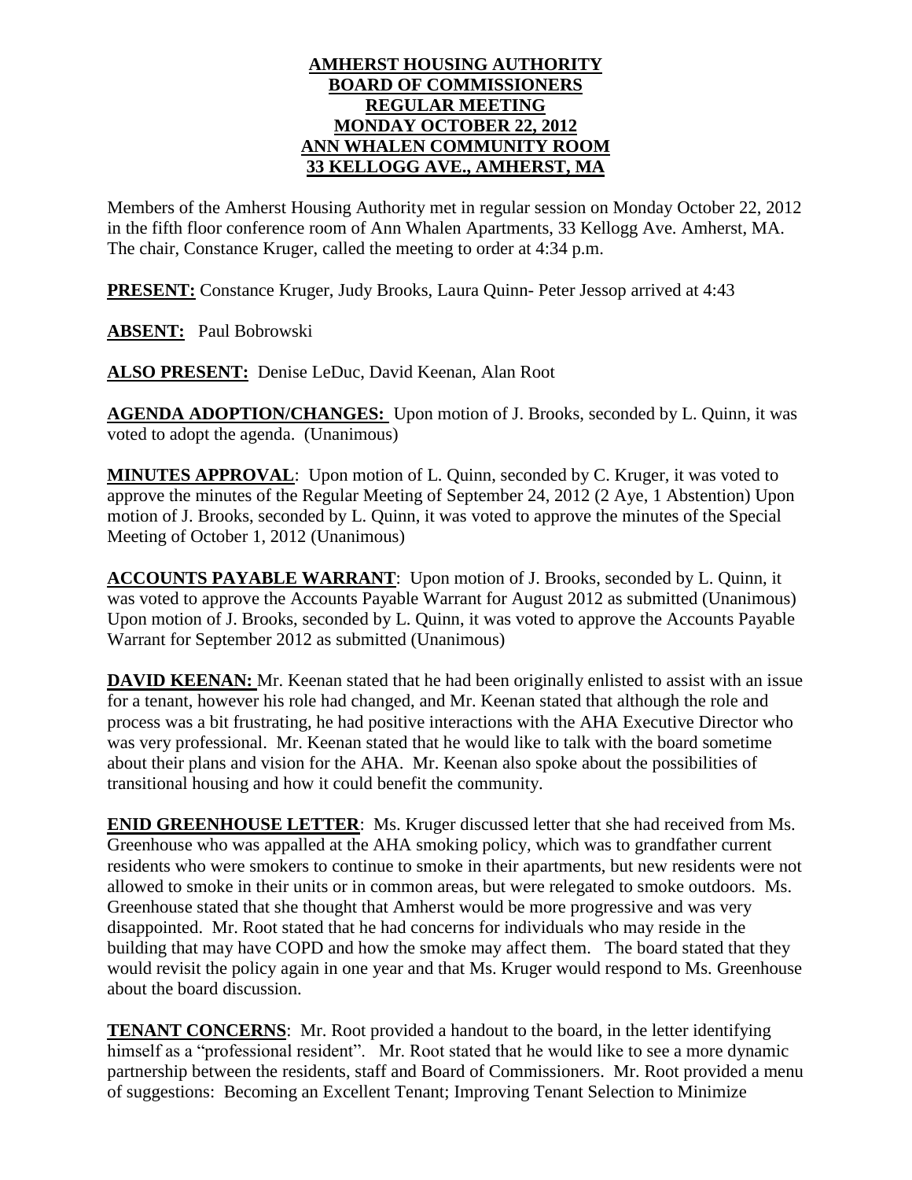**AMHERST HOUSING AUTHORITY**
**BOARD OF COMMISSIONERS**
**REGULAR MEETING**
**MONDAY OCTOBER 22, 2012**
**ANN WHALEN COMMUNITY ROOM**
**33 KELLOGG AVE., AMHERST, MA**

Members of the Amherst Housing Authority met in regular session on Monday October 22, 2012 in the fifth floor conference room of Ann Whalen Apartments, 33 Kellogg Ave. Amherst, MA. The chair, Constance Kruger, called the meeting to order at 4:34 p.m.

**PRESENT:** Constance Kruger, Judy Brooks, Laura Quinn- Peter Jessop arrived at 4:43

**ABSENT:** Paul Bobrowski

**ALSO PRESENT:** Denise LeDuc, David Keenan, Alan Root

**AGENDA ADOPTION/CHANGES:** Upon motion of J. Brooks, seconded by L. Quinn, it was voted to adopt the agenda. (Unanimous)

**MINUTES APPROVAL**: Upon motion of L. Quinn, seconded by C. Kruger, it was voted to approve the minutes of the Regular Meeting of September 24, 2012 (2 Aye, 1 Abstention) Upon motion of J. Brooks, seconded by L. Quinn, it was voted to approve the minutes of the Special Meeting of October 1, 2012 (Unanimous)

**ACCOUNTS PAYABLE WARRANT**: Upon motion of J. Brooks, seconded by L. Quinn, it was voted to approve the Accounts Payable Warrant for August 2012 as submitted (Unanimous) Upon motion of J. Brooks, seconded by L. Quinn, it was voted to approve the Accounts Payable Warrant for September 2012 as submitted (Unanimous)

**DAVID KEENAN:** Mr. Keenan stated that he had been originally enlisted to assist with an issue for a tenant, however his role had changed, and Mr. Keenan stated that although the role and process was a bit frustrating, he had positive interactions with the AHA Executive Director who was very professional. Mr. Keenan stated that he would like to talk with the board sometime about their plans and vision for the AHA. Mr. Keenan also spoke about the possibilities of transitional housing and how it could benefit the community.

**ENID GREENHOUSE LETTER**: Ms. Kruger discussed letter that she had received from Ms. Greenhouse who was appalled at the AHA smoking policy, which was to grandfather current residents who were smokers to continue to smoke in their apartments, but new residents were not allowed to smoke in their units or in common areas, but were relegated to smoke outdoors. Ms. Greenhouse stated that she thought that Amherst would be more progressive and was very disappointed. Mr. Root stated that he had concerns for individuals who may reside in the building that may have COPD and how the smoke may affect them. The board stated that they would revisit the policy again in one year and that Ms. Kruger would respond to Ms. Greenhouse about the board discussion.

**TENANT CONCERNS**: Mr. Root provided a handout to the board, in the letter identifying himself as a "professional resident". Mr. Root stated that he would like to see a more dynamic partnership between the residents, staff and Board of Commissioners. Mr. Root provided a menu of suggestions: Becoming an Excellent Tenant; Improving Tenant Selection to Minimize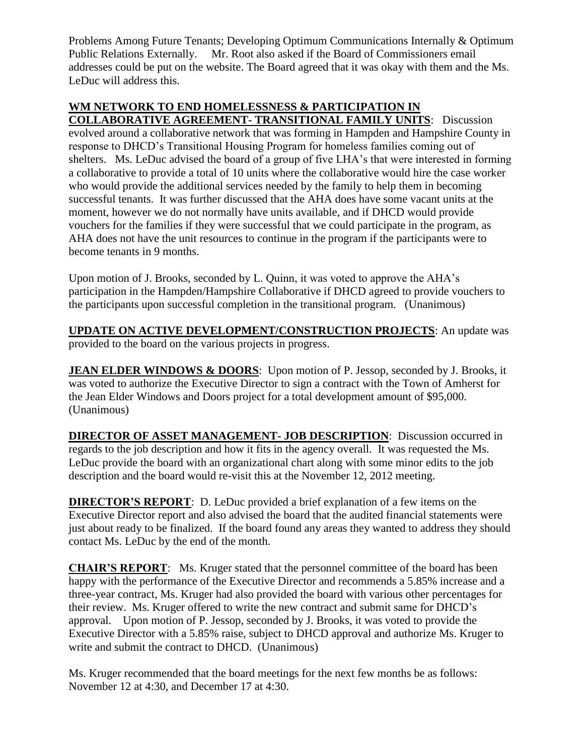Problems Among Future Tenants; Developing Optimum Communications Internally & Optimum Public Relations Externally. Mr. Root also asked if the Board of Commissioners email addresses could be put on the website. The Board agreed that it was okay with them and the Ms. LeDuc will address this.

**WM NETWORK TO END HOMELESSNESS & PARTICIPATION IN COLLABORATIVE AGREEMENT- TRANSITIONAL FAMILY UNITS**: Discussion evolved around a collaborative network that was forming in Hampden and Hampshire County in response to DHCD's Transitional Housing Program for homeless families coming out of shelters. Ms. LeDuc advised the board of a group of five LHA's that were interested in forming a collaborative to provide a total of 10 units where the collaborative would hire the case worker who would provide the additional services needed by the family to help them in becoming successful tenants. It was further discussed that the AHA does have some vacant units at the moment, however we do not normally have units available, and if DHCD would provide vouchers for the families if they were successful that we could participate in the program, as AHA does not have the unit resources to continue in the program if the participants were to become tenants in 9 months.

Upon motion of J. Brooks, seconded by L. Quinn, it was voted to approve the AHA's participation in the Hampden/Hampshire Collaborative if DHCD agreed to provide vouchers to the participants upon successful completion in the transitional program. (Unanimous)

**UPDATE ON ACTIVE DEVELOPMENT/CONSTRUCTION PROJECTS**: An update was provided to the board on the various projects in progress.

**JEAN ELDER WINDOWS & DOORS**: Upon motion of P. Jessop, seconded by J. Brooks, it was voted to authorize the Executive Director to sign a contract with the Town of Amherst for the Jean Elder Windows and Doors project for a total development amount of $95,000. (Unanimous)

**DIRECTOR OF ASSET MANAGEMENT- JOB DESCRIPTION**: Discussion occurred in regards to the job description and how it fits in the agency overall. It was requested the Ms. LeDuc provide the board with an organizational chart along with some minor edits to the job description and the board would re-visit this at the November 12, 2012 meeting.

**DIRECTOR'S REPORT**: D. LeDuc provided a brief explanation of a few items on the Executive Director report and also advised the board that the audited financial statements were just about ready to be finalized. If the board found any areas they wanted to address they should contact Ms. LeDuc by the end of the month.

**CHAIR'S REPORT**: Ms. Kruger stated that the personnel committee of the board has been happy with the performance of the Executive Director and recommends a 5.85% increase and a three-year contract, Ms. Kruger had also provided the board with various other percentages for their review. Ms. Kruger offered to write the new contract and submit same for DHCD's approval. Upon motion of P. Jessop, seconded by J. Brooks, it was voted to provide the Executive Director with a 5.85% raise, subject to DHCD approval and authorize Ms. Kruger to write and submit the contract to DHCD. (Unanimous)

Ms. Kruger recommended that the board meetings for the next few months be as follows: November 12 at 4:30, and December 17 at 4:30.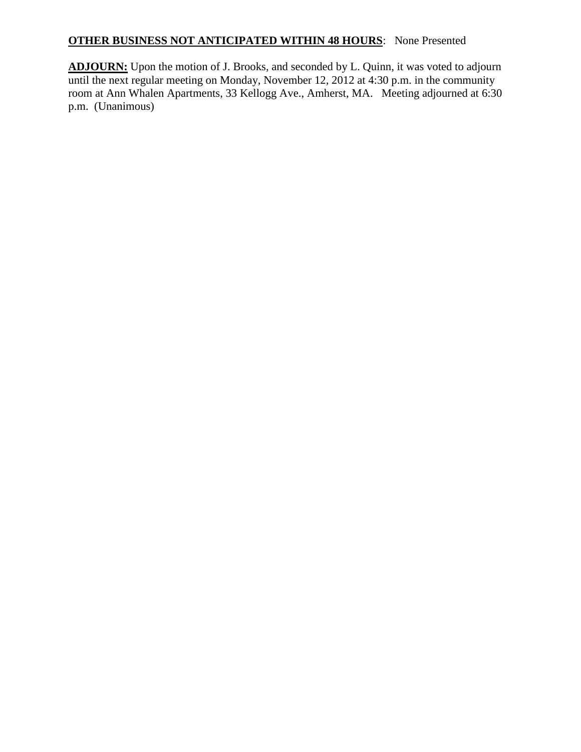**OTHER BUSINESS NOT ANTICIPATED WITHIN 48 HOURS**: None Presented

**ADJOURN:** Upon the motion of J. Brooks, and seconded by L. Quinn, it was voted to adjourn until the next regular meeting on Monday, November 12, 2012 at 4:30 p.m. in the community room at Ann Whalen Apartments, 33 Kellogg Ave., Amherst, MA. Meeting adjourned at 6:30 p.m. (Unanimous)